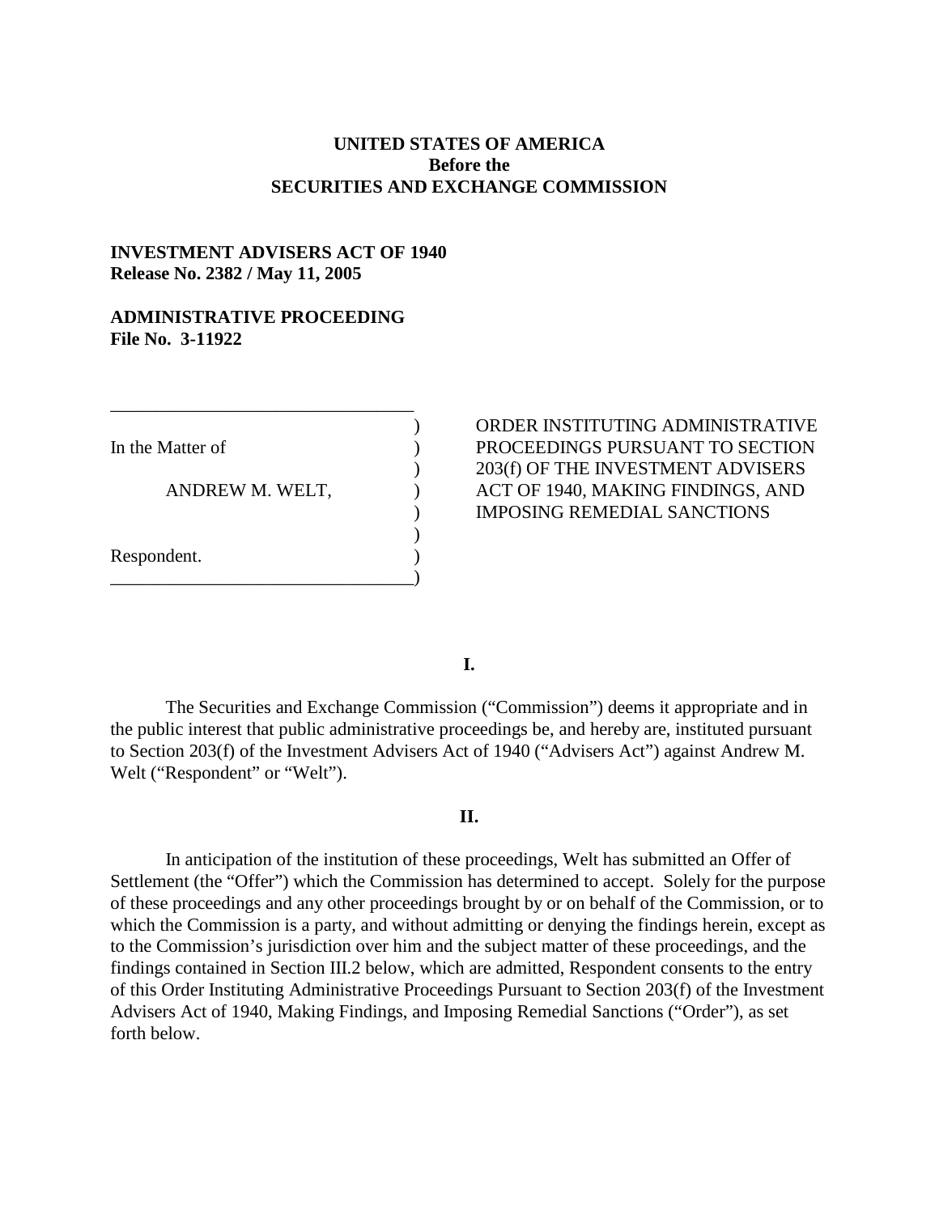**UNITED STATES OF AMERICA**
**Before the**
**SECURITIES AND EXCHANGE COMMISSION**

**INVESTMENT ADVISERS ACT OF 1940**
**Release No. 2382 / May 11, 2005**

**ADMINISTRATIVE PROCEEDING**
**File No. 3-11922**

| | |
|---|---|
| In the Matter of<br><br>ANDREW M. WELT,<br><br>Respondent. | ORDER INSTITUTING ADMINISTRATIVE PROCEEDINGS PURSUANT TO SECTION 203(f) OF THE INVESTMENT ADVISERS ACT OF 1940, MAKING FINDINGS, AND IMPOSING REMEDIAL SANCTIONS |

**I.**

The Securities and Exchange Commission ("Commission") deems it appropriate and in the public interest that public administrative proceedings be, and hereby are, instituted pursuant to Section 203(f) of the Investment Advisers Act of 1940 ("Advisers Act") against Andrew M. Welt ("Respondent" or "Welt").

**II.**

In anticipation of the institution of these proceedings, Welt has submitted an Offer of Settlement (the "Offer") which the Commission has determined to accept. Solely for the purpose of these proceedings and any other proceedings brought by or on behalf of the Commission, or to which the Commission is a party, and without admitting or denying the findings herein, except as to the Commission's jurisdiction over him and the subject matter of these proceedings, and the findings contained in Section III.2 below, which are admitted, Respondent consents to the entry of this Order Instituting Administrative Proceedings Pursuant to Section 203(f) of the Investment Advisers Act of 1940, Making Findings, and Imposing Remedial Sanctions ("Order"), as set forth below.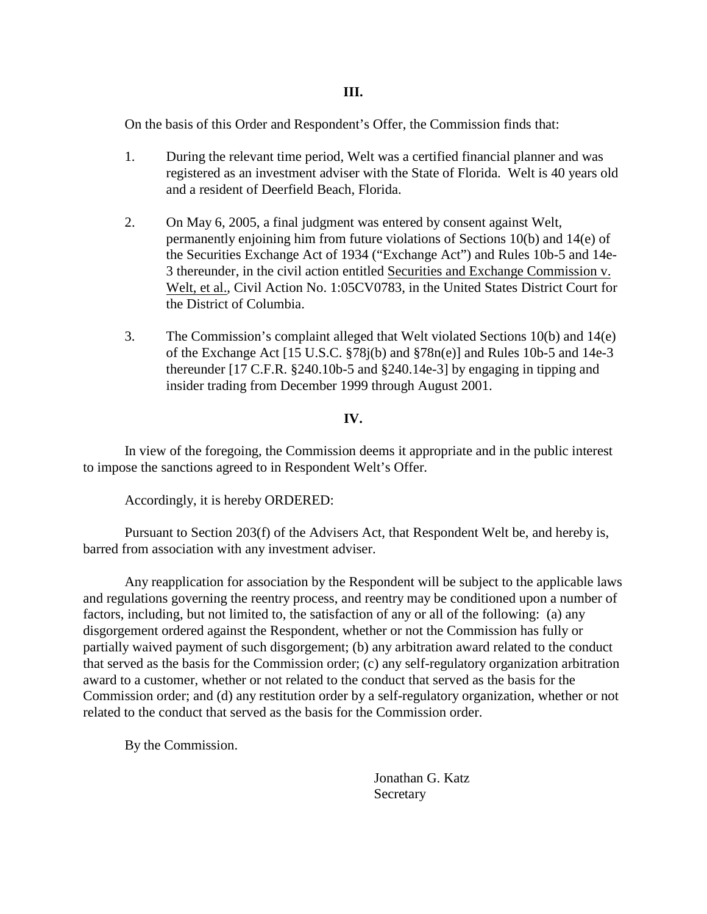## III.

On the basis of this Order and Respondent's Offer, the Commission finds that:

1. During the relevant time period, Welt was a certified financial planner and was registered as an investment adviser with the State of Florida. Welt is 40 years old and a resident of Deerfield Beach, Florida.

2. On May 6, 2005, a final judgment was entered by consent against Welt, permanently enjoining him from future violations of Sections 10(b) and 14(e) of the Securities Exchange Act of 1934 ("Exchange Act") and Rules 10b-5 and 14e-3 thereunder, in the civil action entitled Securities and Exchange Commission v. Welt, et al., Civil Action No. 1:05CV0783, in the United States District Court for the District of Columbia.

3. The Commission's complaint alleged that Welt violated Sections 10(b) and 14(e) of the Exchange Act [15 U.S.C. §78j(b) and §78n(e)] and Rules 10b-5 and 14e-3 thereunder [17 C.F.R. §240.10b-5 and §240.14e-3] by engaging in tipping and insider trading from December 1999 through August 2001.

## IV.

In view of the foregoing, the Commission deems it appropriate and in the public interest to impose the sanctions agreed to in Respondent Welt's Offer.

Accordingly, it is hereby ORDERED:

Pursuant to Section 203(f) of the Advisers Act, that Respondent Welt be, and hereby is, barred from association with any investment adviser.

Any reapplication for association by the Respondent will be subject to the applicable laws and regulations governing the reentry process, and reentry may be conditioned upon a number of factors, including, but not limited to, the satisfaction of any or all of the following: (a) any disgorgement ordered against the Respondent, whether or not the Commission has fully or partially waived payment of such disgorgement; (b) any arbitration award related to the conduct that served as the basis for the Commission order; (c) any self-regulatory organization arbitration award to a customer, whether or not related to the conduct that served as the basis for the Commission order; and (d) any restitution order by a self-regulatory organization, whether or not related to the conduct that served as the basis for the Commission order.

By the Commission.

Jonathan G. Katz
Secretary